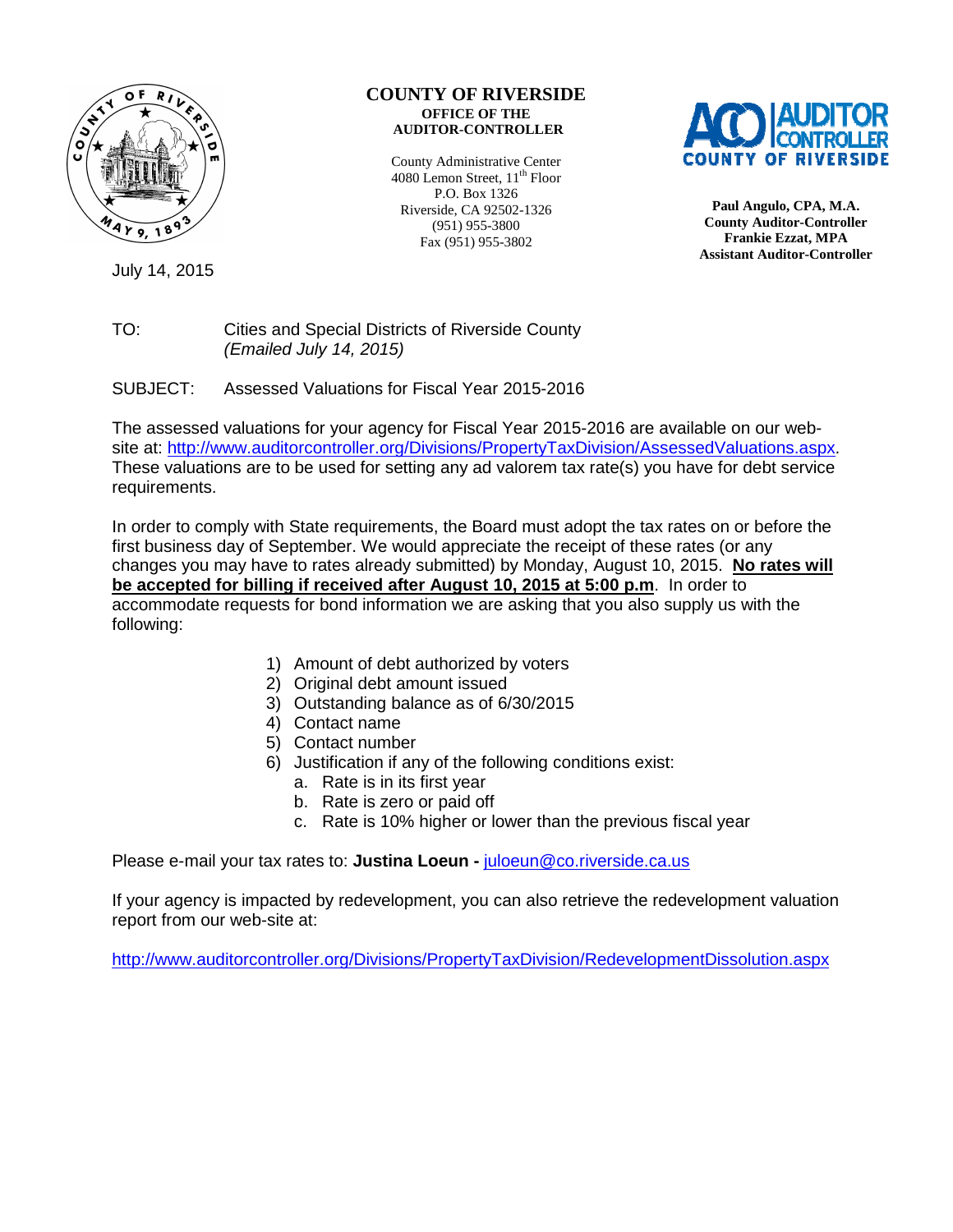# COUNTY OF RIVERSIDE

**OFFICE OF THE AUDITOR-CONTROLLER**

County Administrative Center
4080 Lemon Street, 11th Floor
P.O. Box 1326
Riverside, CA 92502-1326
(951) 955-3800
Fax (951) 955-3802

**Paul Angulo, CPA, M.A.**
**County Auditor-Controller**
**Frankie Ezzat, MPA**
**Assistant Auditor-Controller**

July 14, 2015

TO: Cities and Special Districts of Riverside County
*(Emailed July 14, 2015)*

SUBJECT: Assessed Valuations for Fiscal Year 2015-2016

The assessed valuations for your agency for Fiscal Year 2015-2016 are available on our web-site at: http://www.auditorcontroller.org/Divisions/PropertyTaxDivision/AssessedValuations.aspx. These valuations are to be used for setting any ad valorem tax rate(s) you have for debt service requirements.

In order to comply with State requirements, the Board must adopt the tax rates on or before the first business day of September. We would appreciate the receipt of these rates (or any changes you may have to rates already submitted) by Monday, August 10, 2015. **No rates will be accepted for billing if received after August 10, 2015 at 5:00 p.m**. In order to accommodate requests for bond information we are asking that you also supply us with the following:

1) Amount of debt authorized by voters
2) Original debt amount issued
3) Outstanding balance as of 6/30/2015
4) Contact name
5) Contact number
6) Justification if any of the following conditions exist:
   a. Rate is in its first year
   b. Rate is zero or paid off
   c. Rate is 10% higher or lower than the previous fiscal year

Please e-mail your tax rates to: **Justina Loeun -** juloeun@co.riverside.ca.us

If your agency is impacted by redevelopment, you can also retrieve the redevelopment valuation report from our web-site at:

http://www.auditorcontroller.org/Divisions/PropertyTaxDivision/RedevelopmentDissolution.aspx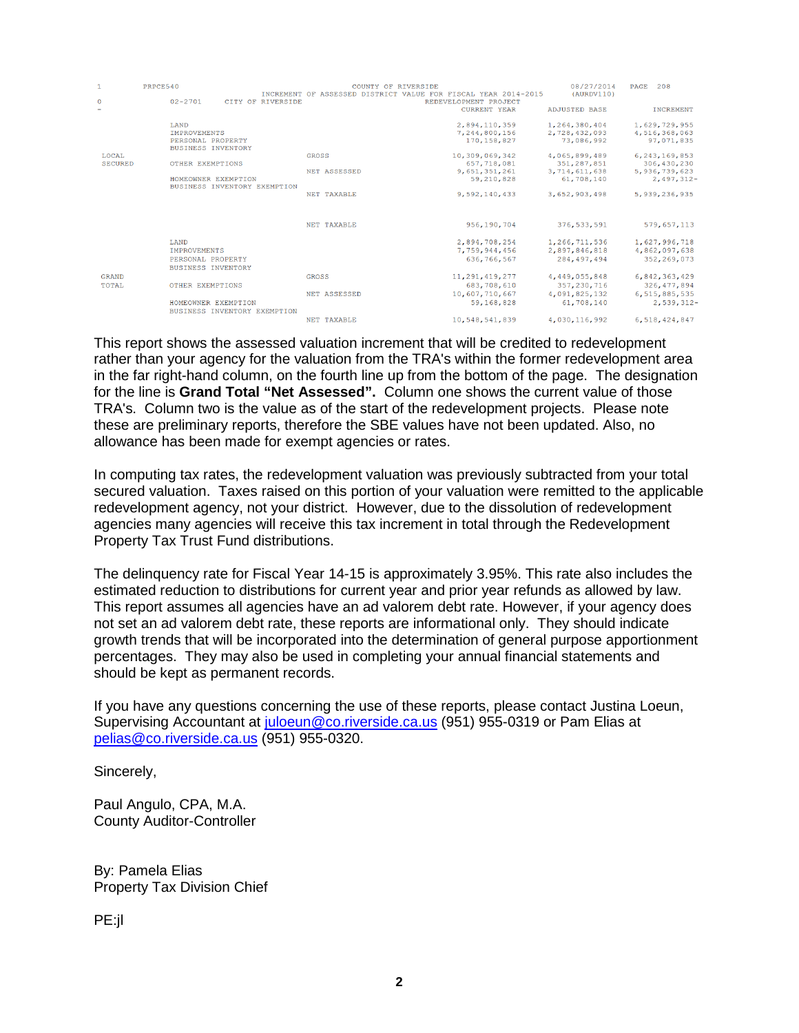| | | | | | | |
|---|---|---|---|---|---|---|
| 1 | PRPCE540 | COUNTY OF RIVERSIDE INCREMENT OF ASSESSED DISTRICT VALUE FOR FISCAL YEAR 2014-2015 | | 08/27/2014 (AURDV110) | PAGE 208 | |
| 0 | 02-2701 CITY OF RIVERSIDE | | REDEVELOPMENT PROJECT | | | |
| - | | | CURRENT YEAR | ADJUSTED BASE | INCREMENT | |
| | LAND | | 2,894,110,359 | 1,264,380,404 | 1,629,729,955 | |
| | IMPROVEMENTS | | 7,244,800,156 | 2,728,432,093 | 4,516,368,063 | |
| | PERSONAL PROPERTY | | 170,158,827 | 73,086,992 | 97,071,835 | |
| | BUSINESS INVENTORY | | | | | |
| LOCAL | | GROSS | 10,309,069,342 | 4,065,899,489 | 6,243,169,853 | |
| SECURED | OTHER EXEMPTIONS | | 657,718,081 | 351,287,851 | 306,430,230 | |
| | | NET ASSESSED | 9,651,351,261 | 3,714,611,638 | 5,936,739,623 | |
| | HOMEOWNER EXEMPTION | | 59,210,828 | 61,708,140 | 2,497,312- | |
| | BUSINESS INVENTORY EXEMPTION | | | | | |
| | | NET TAXABLE | 9,592,140,433 | 3,652,903,498 | 5,939,236,935 | |
| | | NET TAXABLE | 956,190,704 | 376,533,591 | 579,657,113 | |
| | LAND | | 2,894,708,254 | 1,266,711,536 | 1,627,996,718 | |
| | IMPROVEMENTS | | 7,759,944,456 | 2,897,846,818 | 4,862,097,638 | |
| | PERSONAL PROPERTY | | 636,766,567 | 284,497,494 | 352,269,073 | |
| | BUSINESS INVENTORY | | | | | |
| GRAND | | GROSS | 11,291,419,277 | 4,449,055,848 | 6,842,363,429 | |
| TOTAL | OTHER EXEMPTIONS | | 683,708,610 | 357,230,716 | 326,477,894 | |
| | | NET ASSESSED | 10,607,710,667 | 4,091,825,132 | 6,515,885,535 | |
| | HOMEOWNER EXEMPTION | | 59,168,828 | 61,708,140 | 2,539,312- | |
| | BUSINESS INVENTORY EXEMPTION | | | | | |
| | | NET TAXABLE | 10,548,541,839 | 4,030,116,992 | 6,518,424,847 | |

This report shows the assessed valuation increment that will be credited to redevelopment rather than your agency for the valuation from the TRA's within the former redevelopment area in the far right-hand column, on the fourth line up from the bottom of the page. The designation for the line is **Grand Total "Net Assessed".** Column one shows the current value of those TRA's. Column two is the value as of the start of the redevelopment projects. Please note these are preliminary reports, therefore the SBE values have not been updated. Also, no allowance has been made for exempt agencies or rates.

In computing tax rates, the redevelopment valuation was previously subtracted from your total secured valuation. Taxes raised on this portion of your valuation were remitted to the applicable redevelopment agency, not your district. However, due to the dissolution of redevelopment agencies many agencies will receive this tax increment in total through the Redevelopment Property Tax Trust Fund distributions.

The delinquency rate for Fiscal Year 14-15 is approximately 3.95%. This rate also includes the estimated reduction to distributions for current year and prior year refunds as allowed by law. This report assumes all agencies have an ad valorem debt rate. However, if your agency does not set an ad valorem debt rate, these reports are informational only. They should indicate growth trends that will be incorporated into the determination of general purpose apportionment percentages. They may also be used in completing your annual financial statements and should be kept as permanent records.

If you have any questions concerning the use of these reports, please contact Justina Loeun, Supervising Accountant at juloeun@co.riverside.ca.us (951) 955-0319 or Pam Elias at pelias@co.riverside.ca.us (951) 955-0320.

Sincerely,

Paul Angulo, CPA, M.A.
County Auditor-Controller

By: Pamela Elias
Property Tax Division Chief

PE:jl